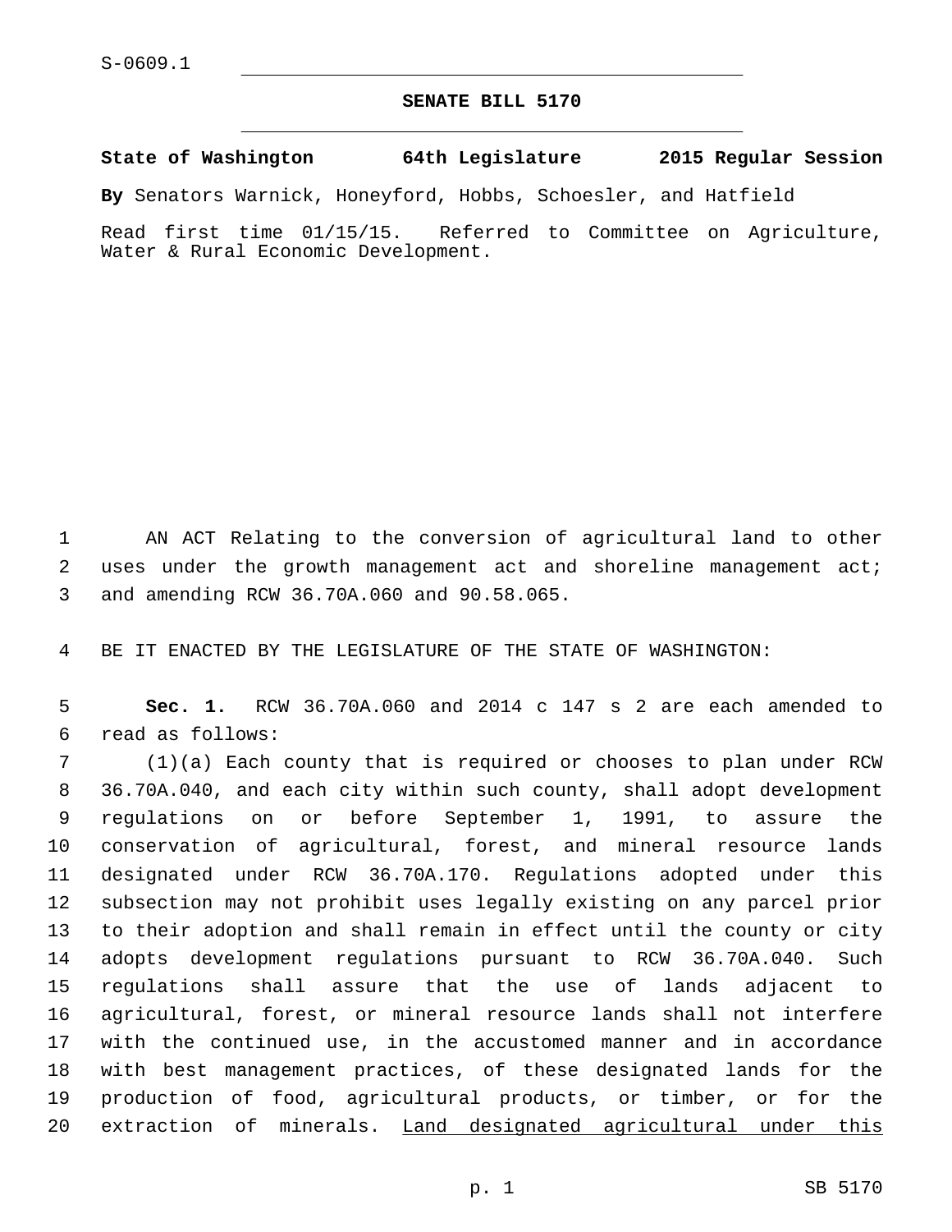S-0609.1

# SENATE BILL 5170

**State of Washington 64th Legislature 2015 Regular Session**

**By** Senators Warnick, Honeyford, Hobbs, Schoesler, and Hatfield

Read first time 01/15/15. Referred to Committee on Agriculture, Water & Rural Economic Development.

1 AN ACT Relating to the conversion of agricultural land to other
2 uses under the growth management act and shoreline management act;
3 and amending RCW 36.70A.060 and 90.58.065.

4 BE IT ENACTED BY THE LEGISLATURE OF THE STATE OF WASHINGTON:

5 **Sec. 1.** RCW 36.70A.060 and 2014 c 147 s 2 are each amended to
6 read as follows:

7 (1)(a) Each county that is required or chooses to plan under RCW
8 36.70A.040, and each city within such county, shall adopt development
9 regulations on or before September 1, 1991, to assure the
10 conservation of agricultural, forest, and mineral resource lands
11 designated under RCW 36.70A.170. Regulations adopted under this
12 subsection may not prohibit uses legally existing on any parcel prior
13 to their adoption and shall remain in effect until the county or city
14 adopts development regulations pursuant to RCW 36.70A.040. Such
15 regulations shall assure that the use of lands adjacent to
16 agricultural, forest, or mineral resource lands shall not interfere
17 with the continued use, in the accustomed manner and in accordance
18 with best management practices, of these designated lands for the
19 production of food, agricultural products, or timber, or for the
20 extraction of minerals. <u>Land designated agricultural under this</u>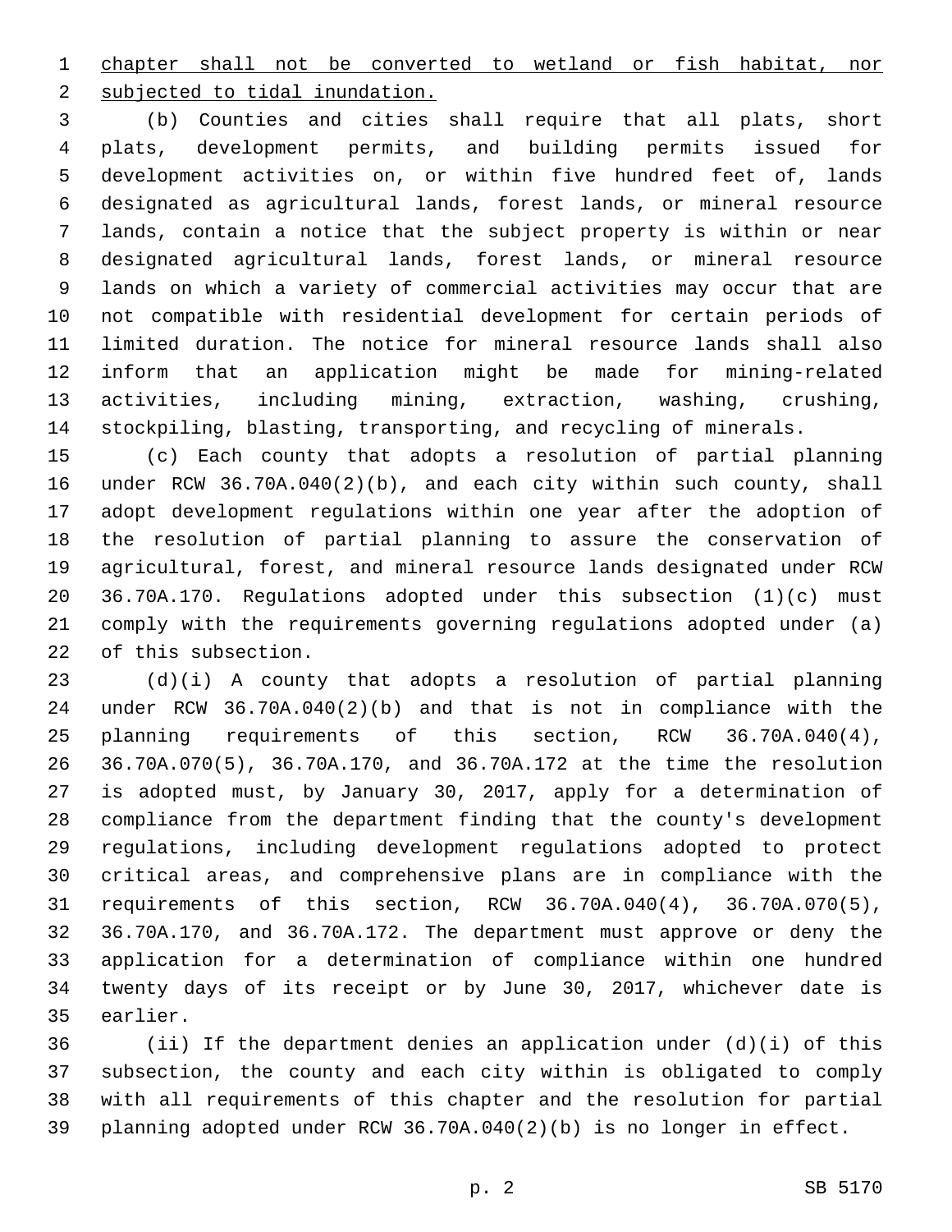chapter shall not be converted to wetland or fish habitat, nor subjected to tidal inundation.

(b) Counties and cities shall require that all plats, short plats, development permits, and building permits issued for development activities on, or within five hundred feet of, lands designated as agricultural lands, forest lands, or mineral resource lands, contain a notice that the subject property is within or near designated agricultural lands, forest lands, or mineral resource lands on which a variety of commercial activities may occur that are not compatible with residential development for certain periods of limited duration. The notice for mineral resource lands shall also inform that an application might be made for mining-related activities, including mining, extraction, washing, crushing, stockpiling, blasting, transporting, and recycling of minerals.

(c) Each county that adopts a resolution of partial planning under RCW 36.70A.040(2)(b), and each city within such county, shall adopt development regulations within one year after the adoption of the resolution of partial planning to assure the conservation of agricultural, forest, and mineral resource lands designated under RCW 36.70A.170. Regulations adopted under this subsection (1)(c) must comply with the requirements governing regulations adopted under (a) of this subsection.

(d)(i) A county that adopts a resolution of partial planning under RCW 36.70A.040(2)(b) and that is not in compliance with the planning requirements of this section, RCW 36.70A.040(4), 36.70A.070(5), 36.70A.170, and 36.70A.172 at the time the resolution is adopted must, by January 30, 2017, apply for a determination of compliance from the department finding that the county's development regulations, including development regulations adopted to protect critical areas, and comprehensive plans are in compliance with the requirements of this section, RCW 36.70A.040(4), 36.70A.070(5), 36.70A.170, and 36.70A.172. The department must approve or deny the application for a determination of compliance within one hundred twenty days of its receipt or by June 30, 2017, whichever date is earlier.

(ii) If the department denies an application under (d)(i) of this subsection, the county and each city within is obligated to comply with all requirements of this chapter and the resolution for partial planning adopted under RCW 36.70A.040(2)(b) is no longer in effect.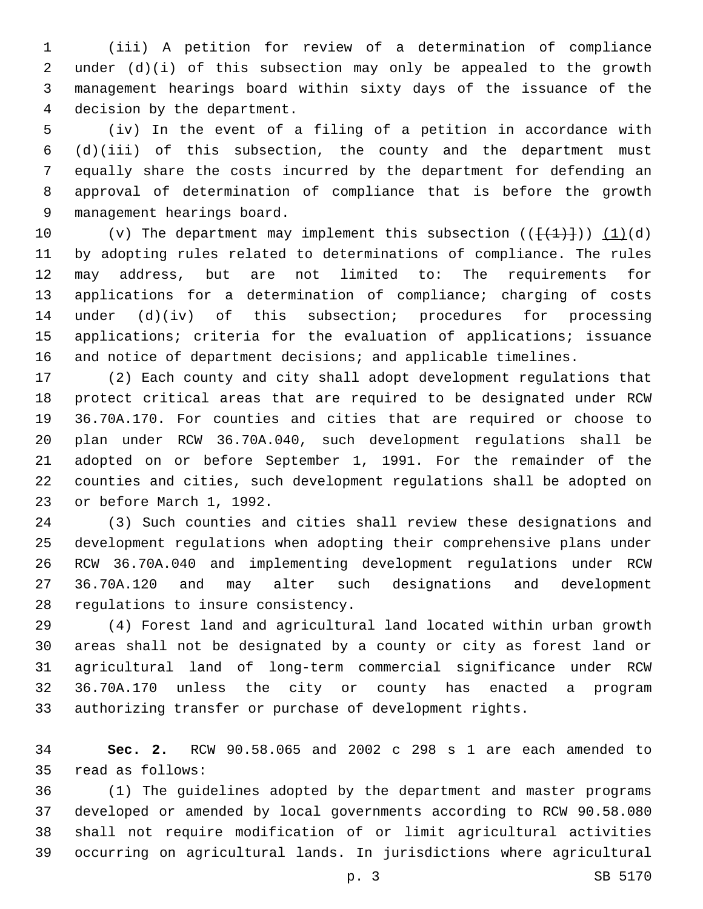(iii) A petition for review of a determination of compliance under (d)(i) of this subsection may only be appealed to the growth management hearings board within sixty days of the issuance of the decision by the department.

(iv) In the event of a filing of a petition in accordance with (d)(iii) of this subsection, the county and the department must equally share the costs incurred by the department for defending an approval of determination of compliance that is before the growth management hearings board.

(v) The department may implement this subsection (([(1)])) (1)(d) by adopting rules related to determinations of compliance. The rules may address, but are not limited to: The requirements for applications for a determination of compliance; charging of costs under (d)(iv) of this subsection; procedures for processing applications; criteria for the evaluation of applications; issuance and notice of department decisions; and applicable timelines.

(2) Each county and city shall adopt development regulations that protect critical areas that are required to be designated under RCW 36.70A.170. For counties and cities that are required or choose to plan under RCW 36.70A.040, such development regulations shall be adopted on or before September 1, 1991. For the remainder of the counties and cities, such development regulations shall be adopted on or before March 1, 1992.

(3) Such counties and cities shall review these designations and development regulations when adopting their comprehensive plans under RCW 36.70A.040 and implementing development regulations under RCW 36.70A.120 and may alter such designations and development regulations to insure consistency.

(4) Forest land and agricultural land located within urban growth areas shall not be designated by a county or city as forest land or agricultural land of long-term commercial significance under RCW 36.70A.170 unless the city or county has enacted a program authorizing transfer or purchase of development rights.

**Sec. 2.** RCW 90.58.065 and 2002 c 298 s 1 are each amended to read as follows:

(1) The guidelines adopted by the department and master programs developed or amended by local governments according to RCW 90.58.080 shall not require modification of or limit agricultural activities occurring on agricultural lands. In jurisdictions where agricultural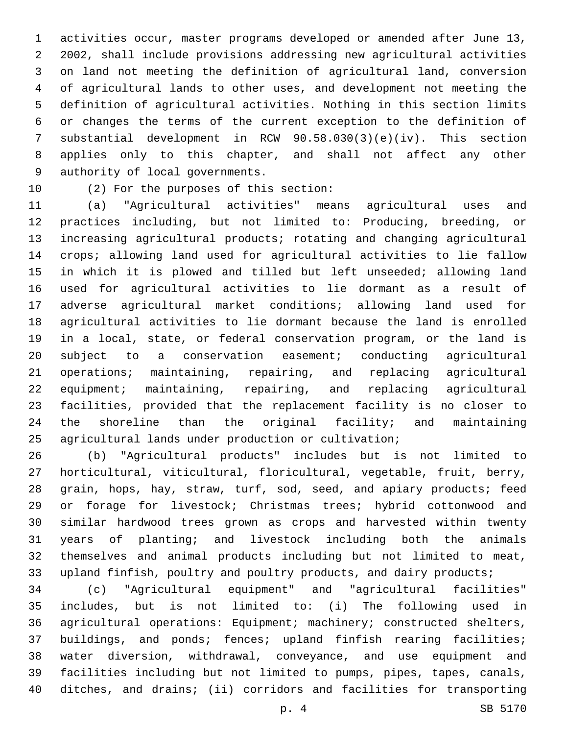activities occur, master programs developed or amended after June 13, 2002, shall include provisions addressing new agricultural activities on land not meeting the definition of agricultural land, conversion of agricultural lands to other uses, and development not meeting the definition of agricultural activities. Nothing in this section limits or changes the terms of the current exception to the definition of substantial development in RCW 90.58.030(3)(e)(iv). This section applies only to this chapter, and shall not affect any other authority of local governments.

(2) For the purposes of this section:

(a) "Agricultural activities" means agricultural uses and practices including, but not limited to: Producing, breeding, or increasing agricultural products; rotating and changing agricultural crops; allowing land used for agricultural activities to lie fallow in which it is plowed and tilled but left unseeded; allowing land used for agricultural activities to lie dormant as a result of adverse agricultural market conditions; allowing land used for agricultural activities to lie dormant because the land is enrolled in a local, state, or federal conservation program, or the land is subject to a conservation easement; conducting agricultural operations; maintaining, repairing, and replacing agricultural equipment; maintaining, repairing, and replacing agricultural facilities, provided that the replacement facility is no closer to the shoreline than the original facility; and maintaining agricultural lands under production or cultivation;

(b) "Agricultural products" includes but is not limited to horticultural, viticultural, floricultural, vegetable, fruit, berry, grain, hops, hay, straw, turf, sod, seed, and apiary products; feed or forage for livestock; Christmas trees; hybrid cottonwood and similar hardwood trees grown as crops and harvested within twenty years of planting; and livestock including both the animals themselves and animal products including but not limited to meat, upland finfish, poultry and poultry products, and dairy products;

(c) "Agricultural equipment" and "agricultural facilities" includes, but is not limited to: (i) The following used in agricultural operations: Equipment; machinery; constructed shelters, buildings, and ponds; fences; upland finfish rearing facilities; water diversion, withdrawal, conveyance, and use equipment and facilities including but not limited to pumps, pipes, tapes, canals, ditches, and drains; (ii) corridors and facilities for transporting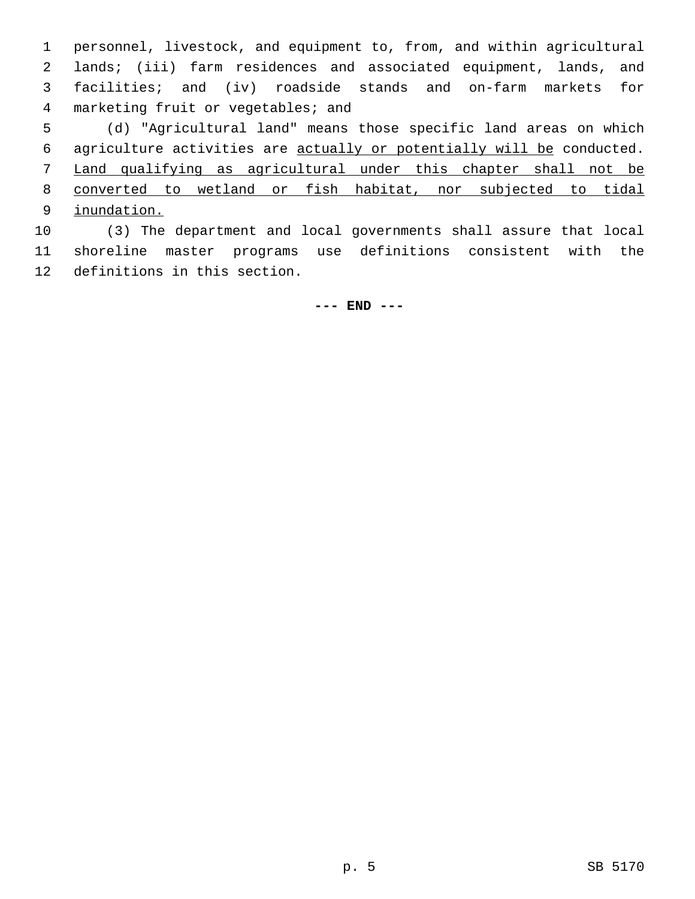personnel, livestock, and equipment to, from, and within agricultural lands; (iii) farm residences and associated equipment, lands, and facilities; and (iv) roadside stands and on-farm markets for marketing fruit or vegetables; and

(d) "Agricultural land" means those specific land areas on which agriculture activities are <u>actually or potentially will be</u> conducted. <u>Land qualifying as agricultural under this chapter shall not be converted to wetland or fish habitat, nor subjected to tidal inundation.</u>

(3) The department and local governments shall assure that local shoreline master programs use definitions consistent with the definitions in this section.

**--- END ---**